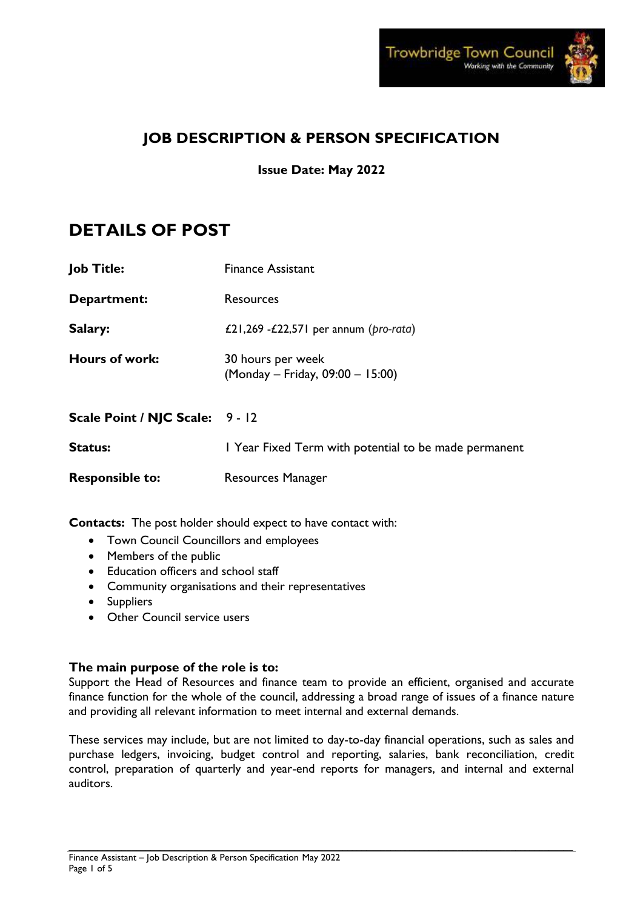# JOB DESCRIPTION & PERSON SPECIFICATION

**Issue Date: May 2022**

## DETAILS OF POST

**Job Title:** Finance Assistant

**Department:** Resources

**Salary:** £21,269 -£22,571 per annum (*pro-rata*)

**Hours of work:** 30 hours per week
(Monday – Friday, 09:00 – 15:00)

**Scale Point / NJC Scale:** 9 - 12

**Status:** 1 Year Fixed Term with potential to be made permanent

**Responsible to:** Resources Manager

**Contacts:** The post holder should expect to have contact with:

- Town Council Councillors and employees
- Members of the public
- Education officers and school staff
- Community organisations and their representatives
- Suppliers
- Other Council service users

### The main purpose of the role is to:

Support the Head of Resources and finance team to provide an efficient, organised and accurate finance function for the whole of the council, addressing a broad range of issues of a finance nature and providing all relevant information to meet internal and external demands.

These services may include, but are not limited to day-to-day financial operations, such as sales and purchase ledgers, invoicing, budget control and reporting, salaries, bank reconciliation, credit control, preparation of quarterly and year-end reports for managers, and internal and external auditors.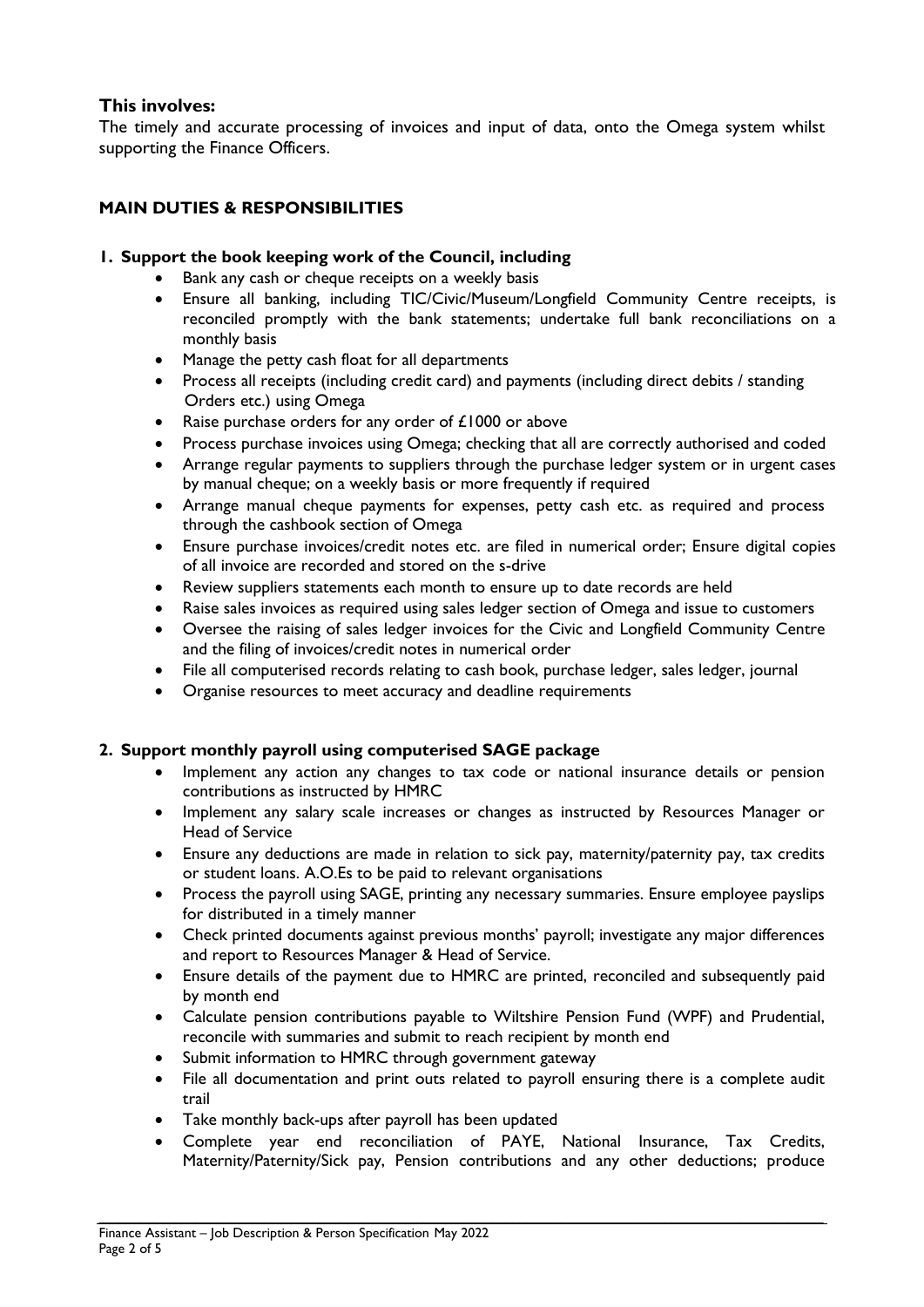### This involves:

The timely and accurate processing of invoices and input of data, onto the Omega system whilst supporting the Finance Officers.

### MAIN DUTIES & RESPONSIBILITIES

**1. Support the book keeping work of the Council, including**

- Bank any cash or cheque receipts on a weekly basis
- Ensure all banking, including TIC/Civic/Museum/Longfield Community Centre receipts, is reconciled promptly with the bank statements; undertake full bank reconciliations on a monthly basis
- Manage the petty cash float for all departments
- Process all receipts (including credit card) and payments (including direct debits / standing Orders etc.) using Omega
- Raise purchase orders for any order of £1000 or above
- Process purchase invoices using Omega; checking that all are correctly authorised and coded
- Arrange regular payments to suppliers through the purchase ledger system or in urgent cases by manual cheque; on a weekly basis or more frequently if required
- Arrange manual cheque payments for expenses, petty cash etc. as required and process through the cashbook section of Omega
- Ensure purchase invoices/credit notes etc. are filed in numerical order; Ensure digital copies of all invoice are recorded and stored on the s-drive
- Review suppliers statements each month to ensure up to date records are held
- Raise sales invoices as required using sales ledger section of Omega and issue to customers
- Oversee the raising of sales ledger invoices for the Civic and Longfield Community Centre and the filing of invoices/credit notes in numerical order
- File all computerised records relating to cash book, purchase ledger, sales ledger, journal
- Organise resources to meet accuracy and deadline requirements

**2. Support monthly payroll using computerised SAGE package**

- Implement any action any changes to tax code or national insurance details or pension contributions as instructed by HMRC
- Implement any salary scale increases or changes as instructed by Resources Manager or Head of Service
- Ensure any deductions are made in relation to sick pay, maternity/paternity pay, tax credits or student loans. A.O.Es to be paid to relevant organisations
- Process the payroll using SAGE, printing any necessary summaries. Ensure employee payslips for distributed in a timely manner
- Check printed documents against previous months' payroll; investigate any major differences and report to Resources Manager & Head of Service.
- Ensure details of the payment due to HMRC are printed, reconciled and subsequently paid by month end
- Calculate pension contributions payable to Wiltshire Pension Fund (WPF) and Prudential, reconcile with summaries and submit to reach recipient by month end
- Submit information to HMRC through government gateway
- File all documentation and print outs related to payroll ensuring there is a complete audit trail
- Take monthly back-ups after payroll has been updated
- Complete year end reconciliation of PAYE, National Insurance, Tax Credits, Maternity/Paternity/Sick pay, Pension contributions and any other deductions; produce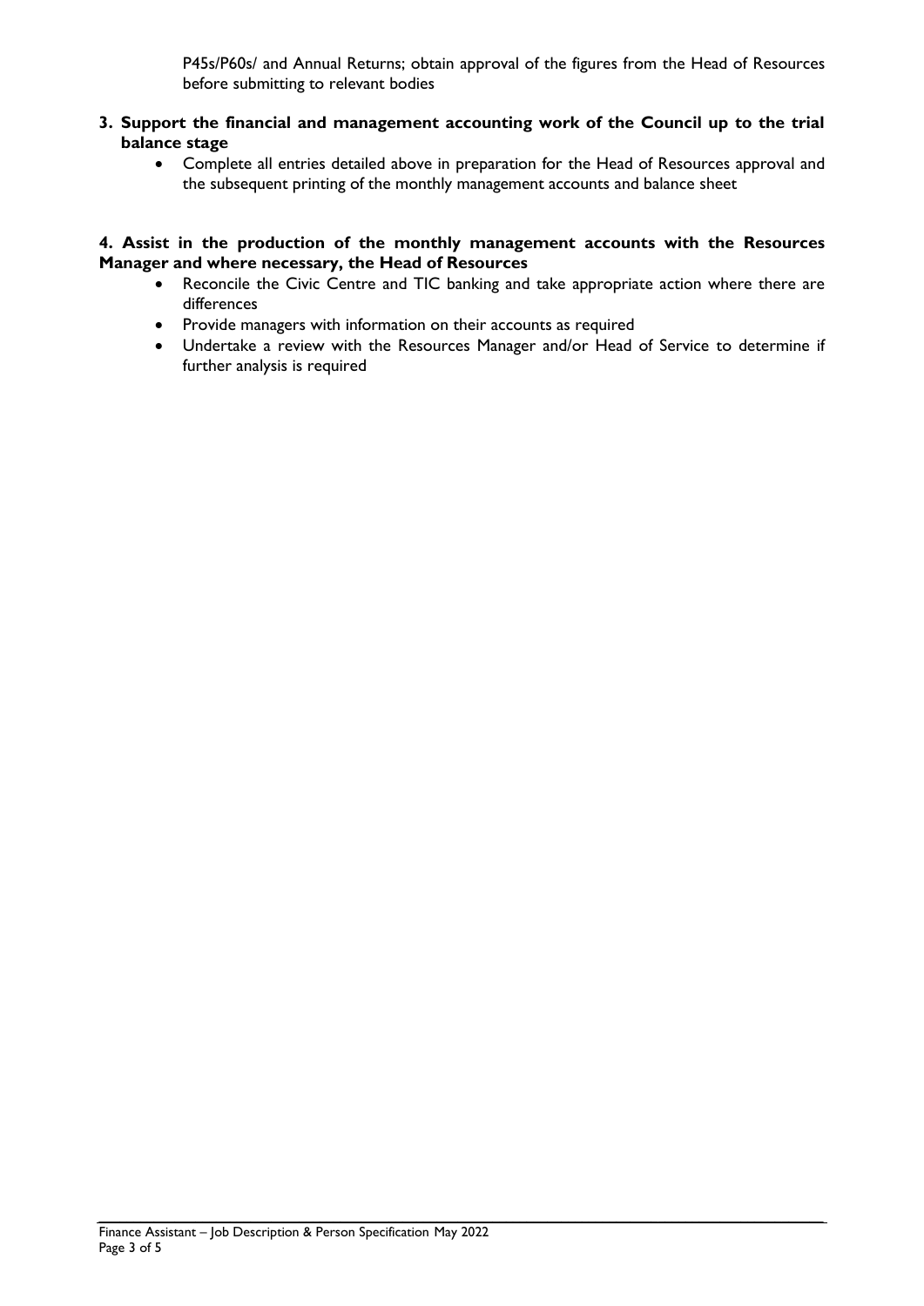P45s/P60s/ and Annual Returns; obtain approval of the figures from the Head of Resources before submitting to relevant bodies

**3. Support the financial and management accounting work of the Council up to the trial balance stage**

- Complete all entries detailed above in preparation for the Head of Resources approval and the subsequent printing of the monthly management accounts and balance sheet

**4. Assist in the production of the monthly management accounts with the Resources Manager and where necessary, the Head of Resources**

- Reconcile the Civic Centre and TIC banking and take appropriate action where there are differences
- Provide managers with information on their accounts as required
- Undertake a review with the Resources Manager and/or Head of Service to determine if further analysis is required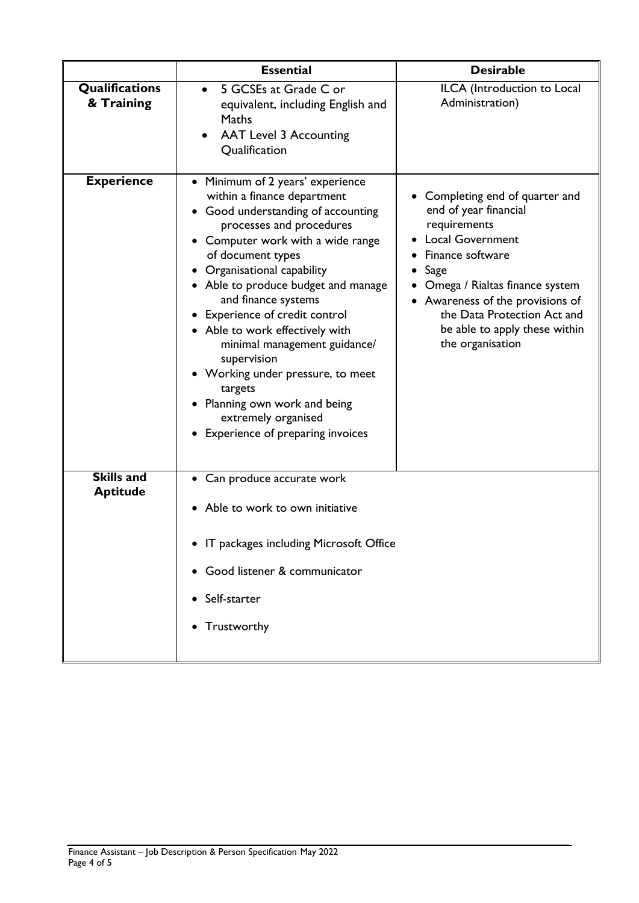| | Essential | Desirable |
|---|---|---|
| **Qualifications & Training** | • 5 GCSEs at Grade C or equivalent, including English and Maths<br>• AAT Level 3 Accounting Qualification | ILCA (Introduction to Local Administration) |
| **Experience** | • Minimum of 2 years' experience within a finance department<br>• Good understanding of accounting processes and procedures<br>• Computer work with a wide range of document types<br>• Organisational capability<br>• Able to produce budget and manage and finance systems<br>• Experience of credit control<br>• Able to work effectively with minimal management guidance/ supervision<br>• Working under pressure, to meet targets<br>• Planning own work and being extremely organised<br>• Experience of preparing invoices | • Completing end of quarter and end of year financial requirements<br>• Local Government<br>• Finance software<br>• Sage<br>• Omega / Rialtas finance system<br>• Awareness of the provisions of the Data Protection Act and be able to apply these within the organisation |
| **Skills and Aptitude** | • Can produce accurate work<br>• Able to work to own initiative<br>• IT packages including Microsoft Office<br>• Good listener & communicator<br>• Self-starter<br>• Trustworthy | |

Finance Assistant – Job Description & Person Specification May 2022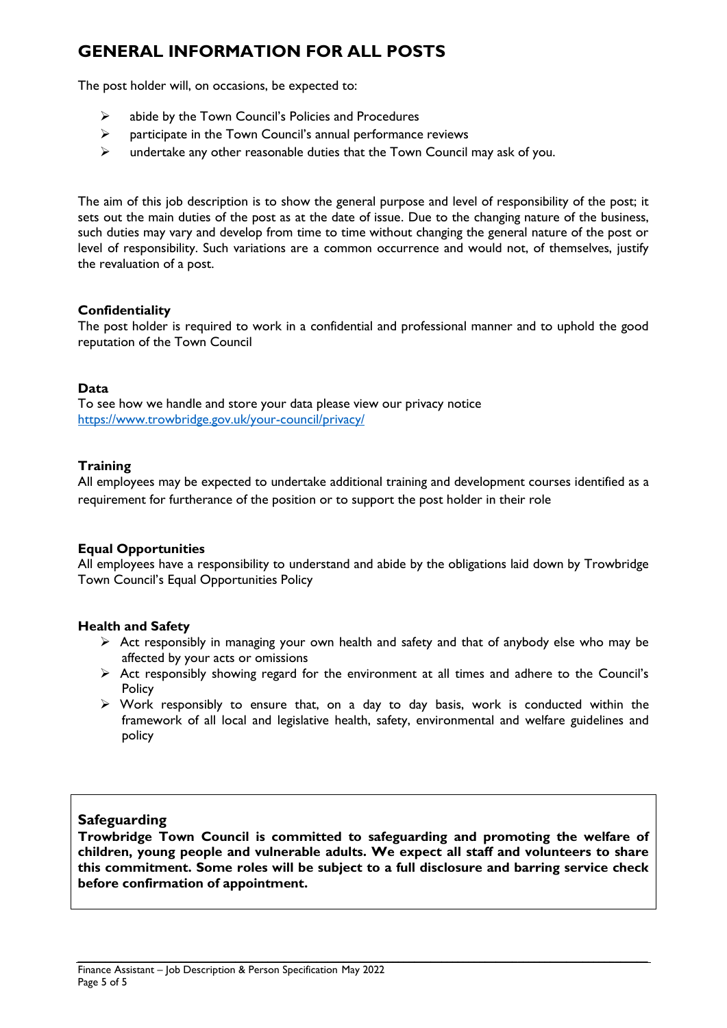# GENERAL INFORMATION FOR ALL POSTS

The post holder will, on occasions, be expected to:

- abide by the Town Council's Policies and Procedures
- participate in the Town Council's annual performance reviews
- undertake any other reasonable duties that the Town Council may ask of you.

The aim of this job description is to show the general purpose and level of responsibility of the post; it sets out the main duties of the post as at the date of issue. Due to the changing nature of the business, such duties may vary and develop from time to time without changing the general nature of the post or level of responsibility. Such variations are a common occurrence and would not, of themselves, justify the revaluation of a post.

**Confidentiality**
The post holder is required to work in a confidential and professional manner and to uphold the good reputation of the Town Council

**Data**
To see how we handle and store your data please view our privacy notice
https://www.trowbridge.gov.uk/your-council/privacy/

**Training**
All employees may be expected to undertake additional training and development courses identified as a requirement for furtherance of the position or to support the post holder in their role

**Equal Opportunities**
All employees have a responsibility to understand and abide by the obligations laid down by Trowbridge Town Council's Equal Opportunities Policy

**Health and Safety**

- Act responsibly in managing your own health and safety and that of anybody else who may be affected by your acts or omissions
- Act responsibly showing regard for the environment at all times and adhere to the Council's Policy
- Work responsibly to ensure that, on a day to day basis, work is conducted within the framework of all local and legislative health, safety, environmental and welfare guidelines and policy

**Safeguarding**
**Trowbridge Town Council is committed to safeguarding and promoting the welfare of children, young people and vulnerable adults. We expect all staff and volunteers to share this commitment. Some roles will be subject to a full disclosure and barring service check before confirmation of appointment.**